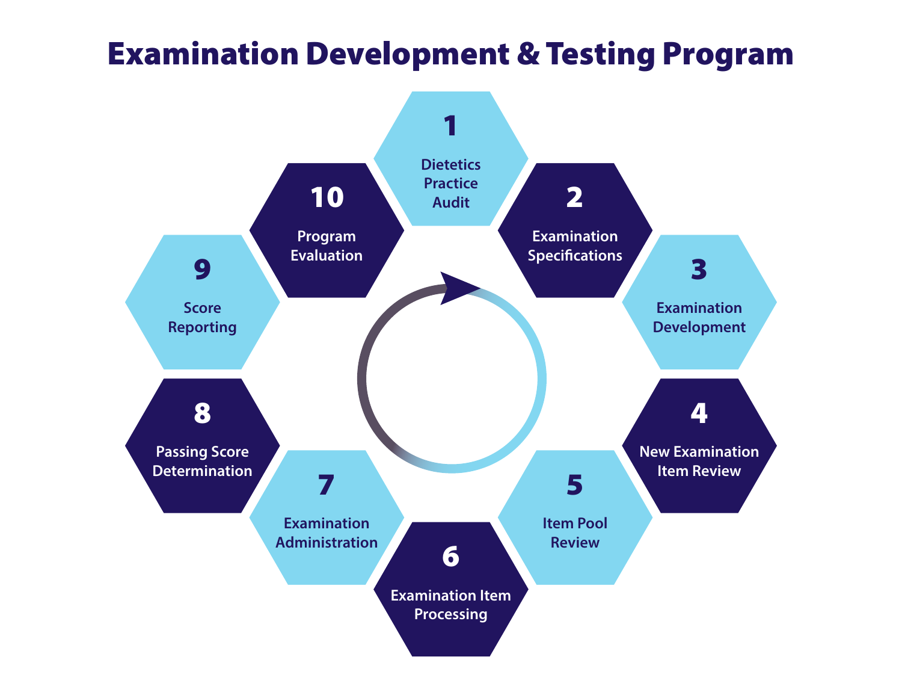# Examination Development & Testing Program

1. Dietetics Practice Audit
2. Examination Specifications
3. Examination Development
4. New Examination Item Review
5. Item Pool Review
6. Examination Item Processing
7. Examination Administration
8. Passing Score Determination
9. Score Reporting
10. Program Evaluation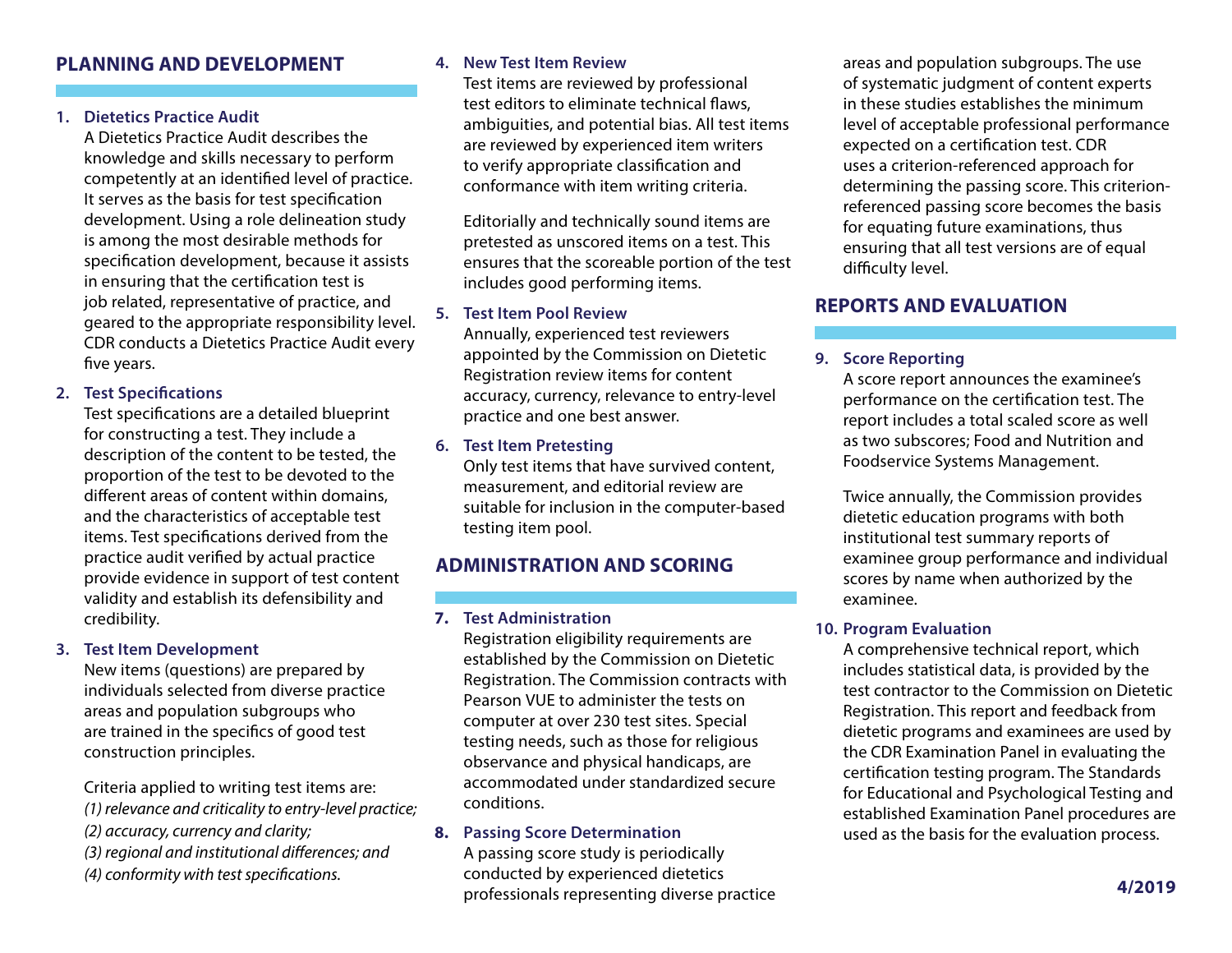## PLANNING AND DEVELOPMENT

1. **Dietetics Practice Audit**
   A Dietetics Practice Audit describes the knowledge and skills necessary to perform competently at an identified level of practice. It serves as the basis for test specification development. Using a role delineation study is among the most desirable methods for specification development, because it assists in ensuring that the certification test is job related, representative of practice, and geared to the appropriate responsibility level. CDR conducts a Dietetics Practice Audit every five years.

2. **Test Specifications**
   Test specifications are a detailed blueprint for constructing a test. They include a description of the content to be tested, the proportion of the test to be devoted to the different areas of content within domains, and the characteristics of acceptable test items. Test specifications derived from the practice audit verified by actual practice provide evidence in support of test content validity and establish its defensibility and credibility.

3. **Test Item Development**
   New items (questions) are prepared by individuals selected from diverse practice areas and population subgroups who are trained in the specifics of good test construction principles.

   Criteria applied to writing test items are:
   *(1) relevance and criticality to entry-level practice;*
   *(2) accuracy, currency and clarity;*
   *(3) regional and institutional differences; and*
   *(4) conformity with test specifications.*

4. **New Test Item Review**
   Test items are reviewed by professional test editors to eliminate technical flaws, ambiguities, and potential bias. All test items are reviewed by experienced item writers to verify appropriate classification and conformance with item writing criteria.

   Editorially and technically sound items are pretested as unscored items on a test. This ensures that the scoreable portion of the test includes good performing items.

5. **Test Item Pool Review**
   Annually, experienced test reviewers appointed by the Commission on Dietetic Registration review items for content accuracy, currency, relevance to entry-level practice and one best answer.

6. **Test Item Pretesting**
   Only test items that have survived content, measurement, and editorial review are suitable for inclusion in the computer-based testing item pool.

## ADMINISTRATION AND SCORING

7. **Test Administration**
   Registration eligibility requirements are established by the Commission on Dietetic Registration. The Commission contracts with Pearson VUE to administer the tests on computer at over 230 test sites. Special testing needs, such as those for religious observance and physical handicaps, are accommodated under standardized secure conditions.

8. **Passing Score Determination**
   A passing score study is periodically conducted by experienced dietetics professionals representing diverse practice areas and population subgroups. The use of systematic judgment of content experts in these studies establishes the minimum level of acceptable professional performance expected on a certification test. CDR uses a criterion-referenced approach for determining the passing score. This criterion-referenced passing score becomes the basis for equating future examinations, thus ensuring that all test versions are of equal difficulty level.

## REPORTS AND EVALUATION

9. **Score Reporting**
   A score report announces the examinee's performance on the certification test. The report includes a total scaled score as well as two subscores; Food and Nutrition and Foodservice Systems Management.

   Twice annually, the Commission provides dietetic education programs with both institutional test summary reports of examinee group performance and individual scores by name when authorized by the examinee.

10. **Program Evaluation**
    A comprehensive technical report, which includes statistical data, is provided by the test contractor to the Commission on Dietetic Registration. This report and feedback from dietetic programs and examinees are used by the CDR Examination Panel in evaluating the certification testing program. The Standards for Educational and Psychological Testing and established Examination Panel procedures are used as the basis for the evaluation process.

**4/2019**